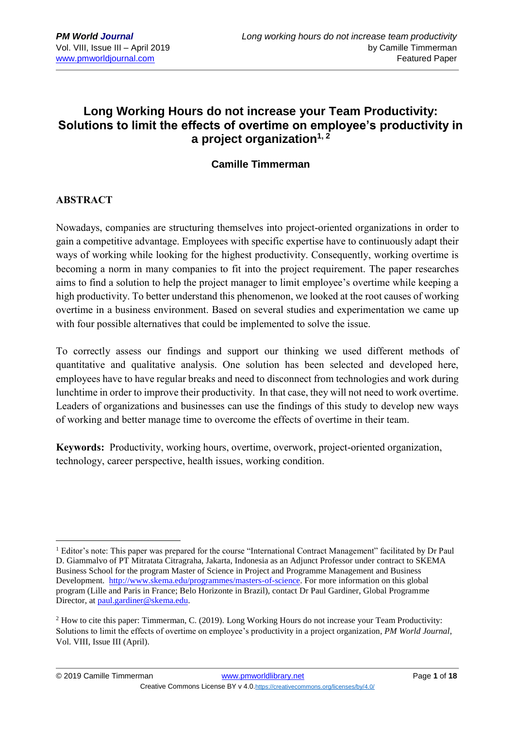# Long Working Hours do not increase your Team Productivity: Solutions to limit the effects of overtime on employee's productivity in a project organization[1, 2]

**Camille Timmerman**

## ABSTRACT

Nowadays, companies are structuring themselves into project-oriented organizations in order to gain a competitive advantage. Employees with specific expertise have to continuously adapt their ways of working while looking for the highest productivity. Consequently, working overtime is becoming a norm in many companies to fit into the project requirement. The paper researches aims to find a solution to help the project manager to limit employee's overtime while keeping a high productivity. To better understand this phenomenon, we looked at the root causes of working overtime in a business environment. Based on several studies and experimentation we came up with four possible alternatives that could be implemented to solve the issue.

To correctly assess our findings and support our thinking we used different methods of quantitative and qualitative analysis. One solution has been selected and developed here, employees have to have regular breaks and need to disconnect from technologies and work during lunchtime in order to improve their productivity. In that case, they will not need to work overtime. Leaders of organizations and businesses can use the findings of this study to develop new ways of working and better manage time to overcome the effects of overtime in their team.

**Keywords:** Productivity, working hours, overtime, overwork, project-oriented organization, technology, career perspective, health issues, working condition.

---

[1] Editor's note: This paper was prepared for the course "International Contract Management" facilitated by Dr Paul D. Giammalvo of PT Mitratata Citragraha, Jakarta, Indonesia as an Adjunct Professor under contract to SKEMA Business School for the program Master of Science in Project and Programme Management and Business Development. http://www.skema.edu/programmes/masters-of-science. For more information on this global program (Lille and Paris in France; Belo Horizonte in Brazil), contact Dr Paul Gardiner, Global Programme Director, at paul.gardiner@skema.edu.

[2] How to cite this paper: Timmerman, C. (2019). Long Working Hours do not increase your Team Productivity: Solutions to limit the effects of overtime on employee's productivity in a project organization, *PM World Journal*, Vol. VIII, Issue III (April).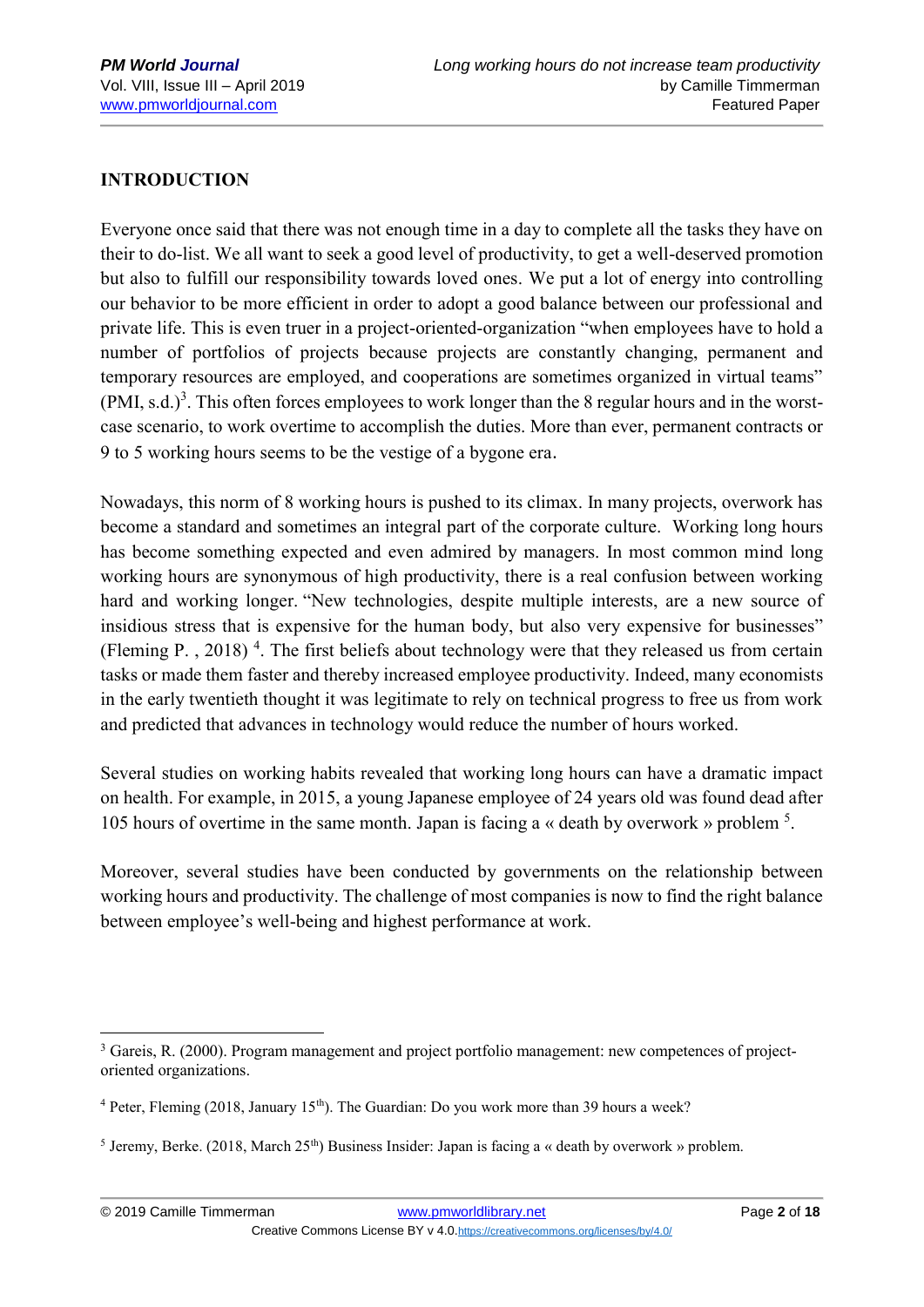**INTRODUCTION**

Everyone once said that there was not enough time in a day to complete all the tasks they have on their to do-list. We all want to seek a good level of productivity, to get a well-deserved promotion but also to fulfill our responsibility towards loved ones. We put a lot of energy into controlling our behavior to be more efficient in order to adopt a good balance between our professional and private life. This is even truer in a project-oriented-organization "when employees have to hold a number of portfolios of projects because projects are constantly changing, permanent and temporary resources are employed, and cooperations are sometimes organized in virtual teams" (PMI, s.d.)[3]. This often forces employees to work longer than the 8 regular hours and in the worst-case scenario, to work overtime to accomplish the duties. More than ever, permanent contracts or 9 to 5 working hours seems to be the vestige of a bygone era.

Nowadays, this norm of 8 working hours is pushed to its climax. In many projects, overwork has become a standard and sometimes an integral part of the corporate culture. Working long hours has become something expected and even admired by managers. In most common mind long working hours are synonymous of high productivity, there is a real confusion between working hard and working longer. "New technologies, despite multiple interests, are a new source of insidious stress that is expensive for the human body, but also very expensive for businesses" (Fleming P. , 2018) [4]. The first beliefs about technology were that they released us from certain tasks or made them faster and thereby increased employee productivity. Indeed, many economists in the early twentieth thought it was legitimate to rely on technical progress to free us from work and predicted that advances in technology would reduce the number of hours worked.

Several studies on working habits revealed that working long hours can have a dramatic impact on health. For example, in 2015, a young Japanese employee of 24 years old was found dead after 105 hours of overtime in the same month. Japan is facing a « death by overwork » problem [5].

Moreover, several studies have been conducted by governments on the relationship between working hours and productivity. The challenge of most companies is now to find the right balance between employee's well-being and highest performance at work.

---

[3] Gareis, R. (2000). Program management and project portfolio management: new competences of project-oriented organizations.

[4] Peter, Fleming (2018, January 15th). The Guardian: Do you work more than 39 hours a week?

[5] Jeremy, Berke. (2018, March 25th) Business Insider: Japan is facing a « death by overwork » problem.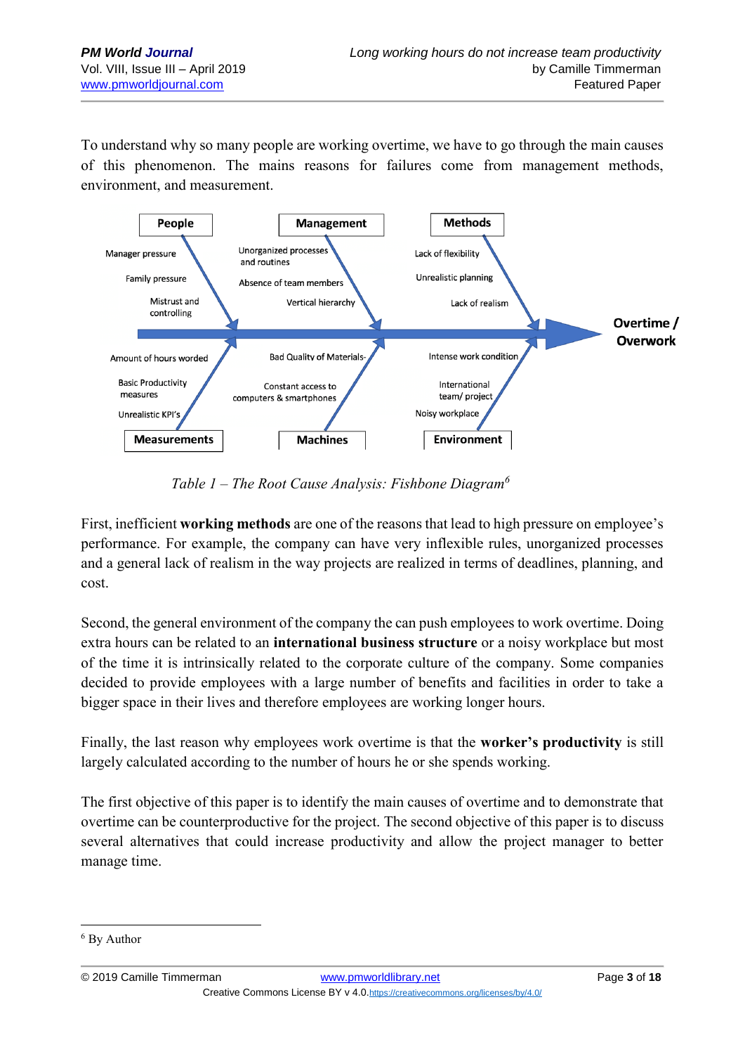To understand why so many people are working overtime, we have to go through the main causes of this phenomenon. The mains reasons for failures come from management methods, environment, and measurement.

- **People**: Manager pressure; Family pressure; Mistrust and controlling
- **Management**: Unorganized processes and routines; Absence of team members; Vertical hierarchy
- **Methods**: Lack of flexibility; Unrealistic planning; Lack of realism
- **Measurements**: Amount of hours worded; Basic Productivity measures; Unrealistic KPI's
- **Machines**: Bad Quality of Materials; Constant access to computers & smartphones
- **Environment**: Intense work condition; International team/ project; Noisy workplace

→ **Overtime / Overwork**

*Table 1 – The Root Cause Analysis: Fishbone Diagram*[6]

First, inefficient **working methods** are one of the reasons that lead to high pressure on employee's performance. For example, the company can have very inflexible rules, unorganized processes and a general lack of realism in the way projects are realized in terms of deadlines, planning, and cost.

Second, the general environment of the company the can push employees to work overtime. Doing extra hours can be related to an **international business structure** or a noisy workplace but most of the time it is intrinsically related to the corporate culture of the company. Some companies decided to provide employees with a large number of benefits and facilities in order to take a bigger space in their lives and therefore employees are working longer hours.

Finally, the last reason why employees work overtime is that the **worker's productivity** is still largely calculated according to the number of hours he or she spends working.

The first objective of this paper is to identify the main causes of overtime and to demonstrate that overtime can be counterproductive for the project. The second objective of this paper is to discuss several alternatives that could increase productivity and allow the project manager to better manage time.

---

[6] By Author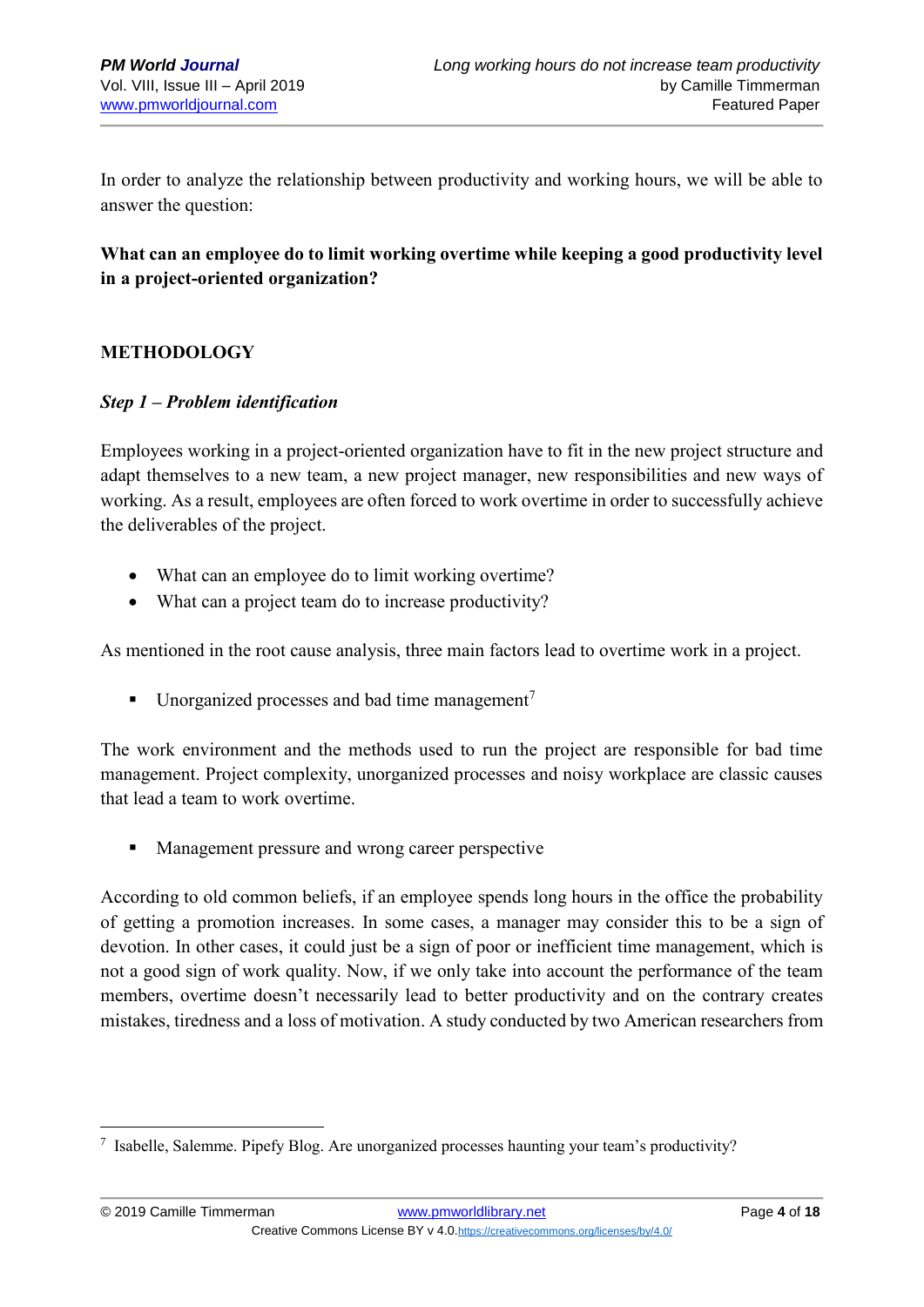In order to analyze the relationship between productivity and working hours, we will be able to answer the question:

**What can an employee do to limit working overtime while keeping a good productivity level in a project-oriented organization?**

## METHODOLOGY

### *Step 1 – Problem identification*

Employees working in a project-oriented organization have to fit in the new project structure and adapt themselves to a new team, a new project manager, new responsibilities and new ways of working. As a result, employees are often forced to work overtime in order to successfully achieve the deliverables of the project.

- What can an employee do to limit working overtime?
- What can a project team do to increase productivity?

As mentioned in the root cause analysis, three main factors lead to overtime work in a project.

- Unorganized processes and bad time management[7]

The work environment and the methods used to run the project are responsible for bad time management. Project complexity, unorganized processes and noisy workplace are classic causes that lead a team to work overtime.

- Management pressure and wrong career perspective

According to old common beliefs, if an employee spends long hours in the office the probability of getting a promotion increases. In some cases, a manager may consider this to be a sign of devotion. In other cases, it could just be a sign of poor or inefficient time management, which is not a good sign of work quality. Now, if we only take into account the performance of the team members, overtime doesn't necessarily lead to better productivity and on the contrary creates mistakes, tiredness and a loss of motivation. A study conducted by two American researchers from

---

[7] Isabelle, Salemme. Pipefy Blog. Are unorganized processes haunting your team's productivity?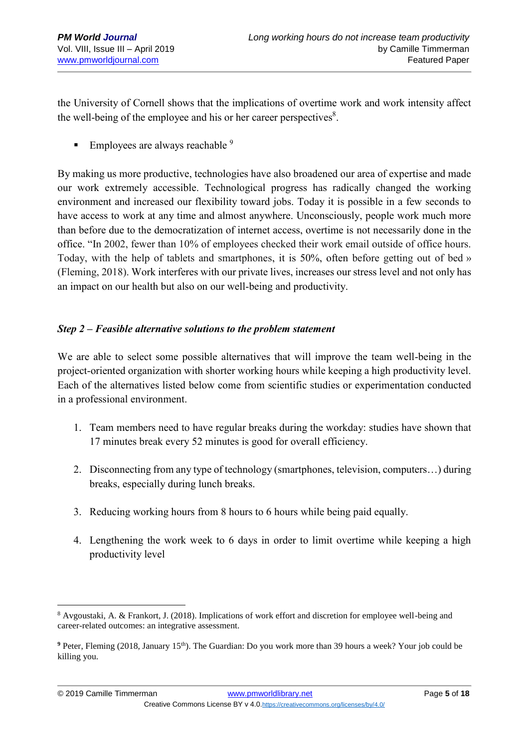the University of Cornell shows that the implications of overtime work and work intensity affect the well-being of the employee and his or her career perspectives[8].

- Employees are always reachable [9]

By making us more productive, technologies have also broadened our area of expertise and made our work extremely accessible. Technological progress has radically changed the working environment and increased our flexibility toward jobs. Today it is possible in a few seconds to have access to work at any time and almost anywhere. Unconsciously, people work much more than before due to the democratization of internet access, overtime is not necessarily done in the office. "In 2002, fewer than 10% of employees checked their work email outside of office hours. Today, with the help of tablets and smartphones, it is 50%, often before getting out of bed » (Fleming, 2018). Work interferes with our private lives, increases our stress level and not only has an impact on our health but also on our well-being and productivity.

### *Step 2 – Feasible alternative solutions to the problem statement*

We are able to select some possible alternatives that will improve the team well-being in the project-oriented organization with shorter working hours while keeping a high productivity level. Each of the alternatives listed below come from scientific studies or experimentation conducted in a professional environment.

1. Team members need to have regular breaks during the workday: studies have shown that 17 minutes break every 52 minutes is good for overall efficiency.

2. Disconnecting from any type of technology (smartphones, television, computers…) during breaks, especially during lunch breaks.

3. Reducing working hours from 8 hours to 6 hours while being paid equally.

4. Lengthening the work week to 6 days in order to limit overtime while keeping a high productivity level

---

[8] Avgoustaki, A. & Frankort, J. (2018). Implications of work effort and discretion for employee well-being and career-related outcomes: an integrative assessment.

[9] Peter, Fleming (2018, January 15th). The Guardian: Do you work more than 39 hours a week? Your job could be killing you.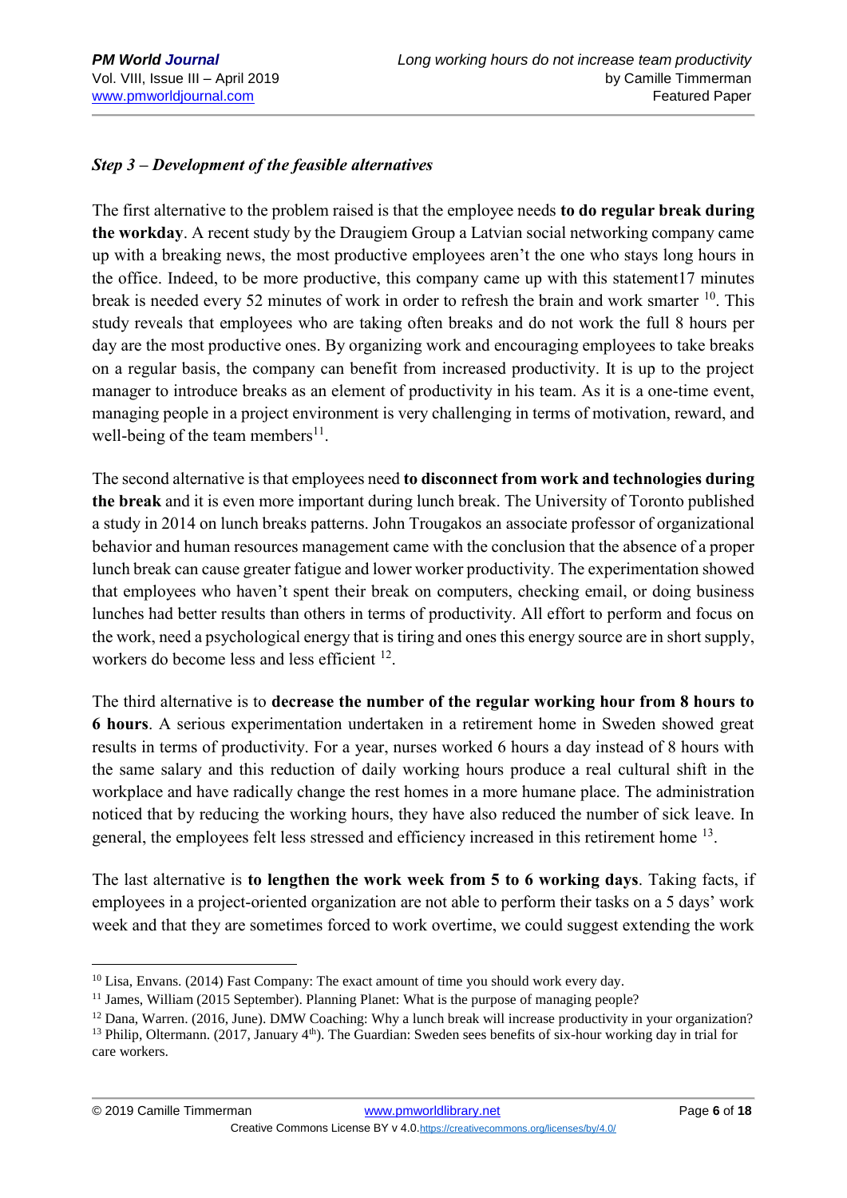*Step 3 – Development of the feasible alternatives*

The first alternative to the problem raised is that the employee needs **to do regular break during the workday**. A recent study by the Draugiem Group a Latvian social networking company came up with a breaking news, the most productive employees aren't the one who stays long hours in the office. Indeed, to be more productive, this company came up with this statement17 minutes break is needed every 52 minutes of work in order to refresh the brain and work smarter [10]. This study reveals that employees who are taking often breaks and do not work the full 8 hours per day are the most productive ones. By organizing work and encouraging employees to take breaks on a regular basis, the company can benefit from increased productivity. It is up to the project manager to introduce breaks as an element of productivity in his team. As it is a one-time event, managing people in a project environment is very challenging in terms of motivation, reward, and well-being of the team members[11].

The second alternative is that employees need **to disconnect from work and technologies during the break** and it is even more important during lunch break. The University of Toronto published a study in 2014 on lunch breaks patterns. John Trougakos an associate professor of organizational behavior and human resources management came with the conclusion that the absence of a proper lunch break can cause greater fatigue and lower worker productivity. The experimentation showed that employees who haven't spent their break on computers, checking email, or doing business lunches had better results than others in terms of productivity. All effort to perform and focus on the work, need a psychological energy that is tiring and ones this energy source are in short supply, workers do become less and less efficient [12].

The third alternative is to **decrease the number of the regular working hour from 8 hours to 6 hours**. A serious experimentation undertaken in a retirement home in Sweden showed great results in terms of productivity. For a year, nurses worked 6 hours a day instead of 8 hours with the same salary and this reduction of daily working hours produce a real cultural shift in the workplace and have radically change the rest homes in a more humane place. The administration noticed that by reducing the working hours, they have also reduced the number of sick leave. In general, the employees felt less stressed and efficiency increased in this retirement home [13].

The last alternative is **to lengthen the work week from 5 to 6 working days**. Taking facts, if employees in a project-oriented organization are not able to perform their tasks on a 5 days' work week and that they are sometimes forced to work overtime, we could suggest extending the work

---

[10] Lisa, Envans. (2014) Fast Company: The exact amount of time you should work every day.

[11] James, William (2015 September). Planning Planet: What is the purpose of managing people?

[12] Dana, Warren. (2016, June). DMW Coaching: Why a lunch break will increase productivity in your organization?

[13] Philip, Oltermann. (2017, January 4th). The Guardian: Sweden sees benefits of six-hour working day in trial for care workers.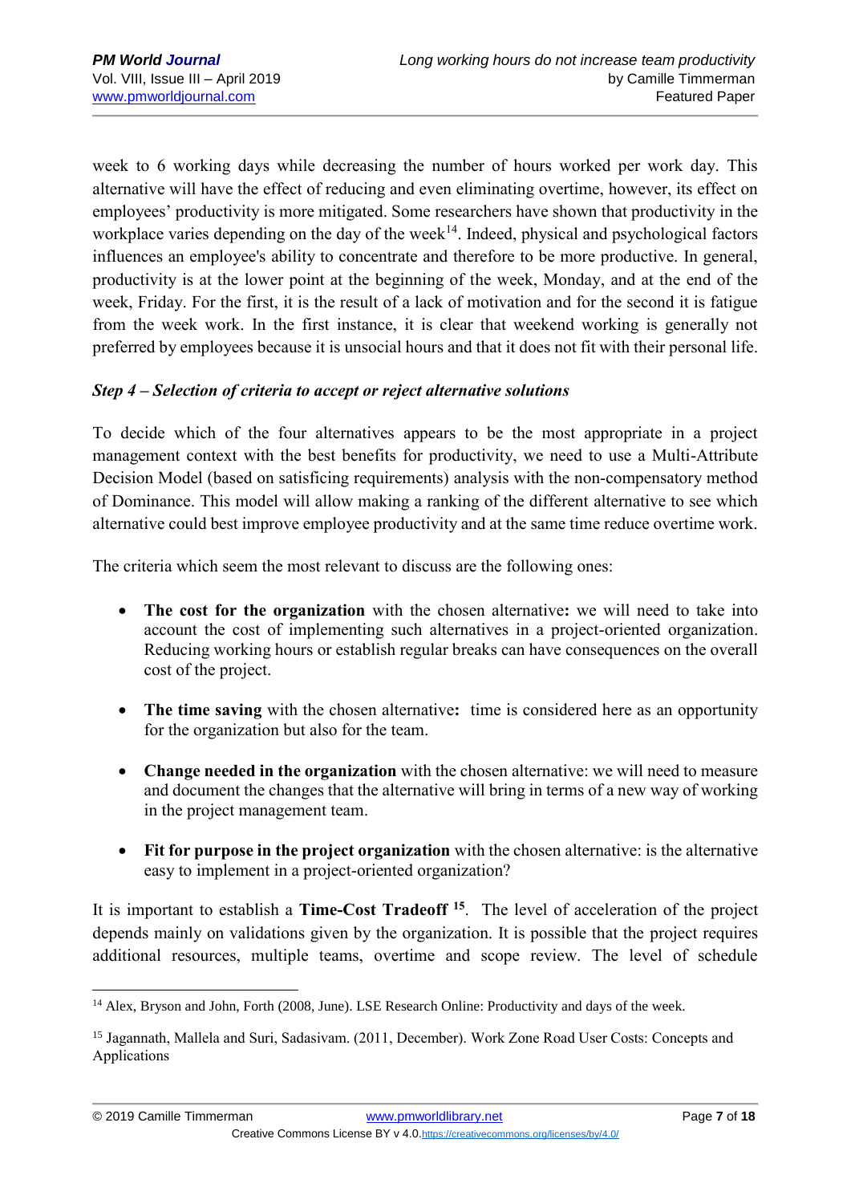week to 6 working days while decreasing the number of hours worked per work day. This alternative will have the effect of reducing and even eliminating overtime, however, its effect on employees' productivity is more mitigated. Some researchers have shown that productivity in the workplace varies depending on the day of the week[14]. Indeed, physical and psychological factors influences an employee's ability to concentrate and therefore to be more productive. In general, productivity is at the lower point at the beginning of the week, Monday, and at the end of the week, Friday. For the first, it is the result of a lack of motivation and for the second it is fatigue from the week work. In the first instance, it is clear that weekend working is generally not preferred by employees because it is unsocial hours and that it does not fit with their personal life.

### *Step 4 – Selection of criteria to accept or reject alternative solutions*

To decide which of the four alternatives appears to be the most appropriate in a project management context with the best benefits for productivity, we need to use a Multi-Attribute Decision Model (based on satisficing requirements) analysis with the non-compensatory method of Dominance. This model will allow making a ranking of the different alternative to see which alternative could best improve employee productivity and at the same time reduce overtime work.

The criteria which seem the most relevant to discuss are the following ones:

- **The cost for the organization** with the chosen alternative**:** we will need to take into account the cost of implementing such alternatives in a project-oriented organization. Reducing working hours or establish regular breaks can have consequences on the overall cost of the project.

- **The time saving** with the chosen alternative**:** time is considered here as an opportunity for the organization but also for the team.

- **Change needed in the organization** with the chosen alternative: we will need to measure and document the changes that the alternative will bring in terms of a new way of working in the project management team.

- **Fit for purpose in the project organization** with the chosen alternative: is the alternative easy to implement in a project-oriented organization?

It is important to establish a **Time-Cost Tradeoff** [15]. The level of acceleration of the project depends mainly on validations given by the organization. It is possible that the project requires additional resources, multiple teams, overtime and scope review. The level of schedule

---

[14] Alex, Bryson and John, Forth (2008, June). LSE Research Online: Productivity and days of the week.

[15] Jagannath, Mallela and Suri, Sadasivam. (2011, December). Work Zone Road User Costs: Concepts and Applications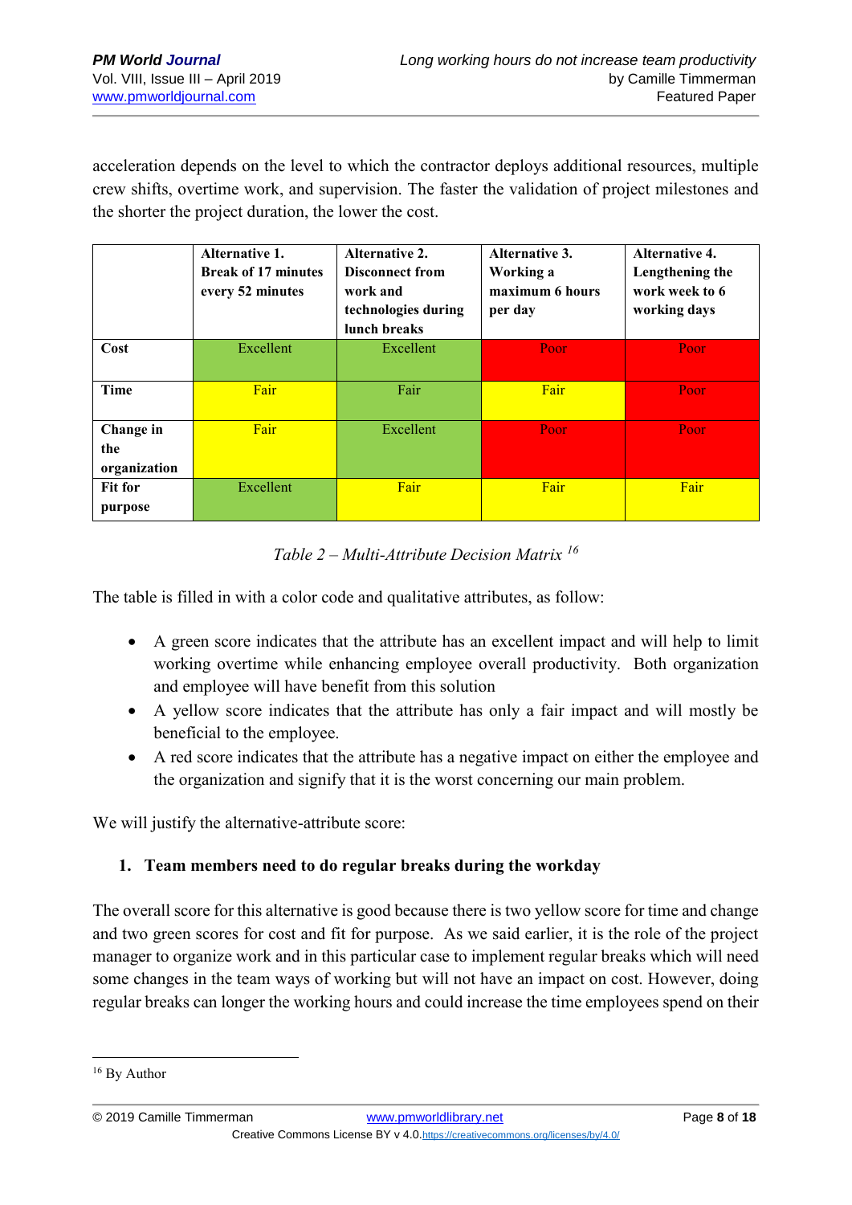acceleration depends on the level to which the contractor deploys additional resources, multiple crew shifts, overtime work, and supervision. The faster the validation of project milestones and the shorter the project duration, the lower the cost.

| | **Alternative 1. Break of 17 minutes every 52 minutes** | **Alternative 2. Disconnect from work and technologies during lunch breaks** | **Alternative 3. Working a maximum 6 hours per day** | **Alternative 4. Lengthening the work week to 6 working days** |
|---|---|---|---|---|
| **Cost** | Excellent | Excellent | Poor | Poor |
| **Time** | Fair | Fair | Fair | Poor |
| **Change in the organization** | Fair | Excellent | Poor | Poor |
| **Fit for purpose** | Excellent | Fair | Fair | Fair |

*Table 2 – Multi-Attribute Decision Matrix* [16]

The table is filled in with a color code and qualitative attributes, as follow:

- A green score indicates that the attribute has an excellent impact and will help to limit working overtime while enhancing employee overall productivity. Both organization and employee will have benefit from this solution
- A yellow score indicates that the attribute has only a fair impact and will mostly be beneficial to the employee.
- A red score indicates that the attribute has a negative impact on either the employee and the organization and signify that it is the worst concerning our main problem.

We will justify the alternative-attribute score:

**1. Team members need to do regular breaks during the workday**

The overall score for this alternative is good because there is two yellow score for time and change and two green scores for cost and fit for purpose. As we said earlier, it is the role of the project manager to organize work and in this particular case to implement regular breaks which will need some changes in the team ways of working but will not have an impact on cost. However, doing regular breaks can longer the working hours and could increase the time employees spend on their

[16] By Author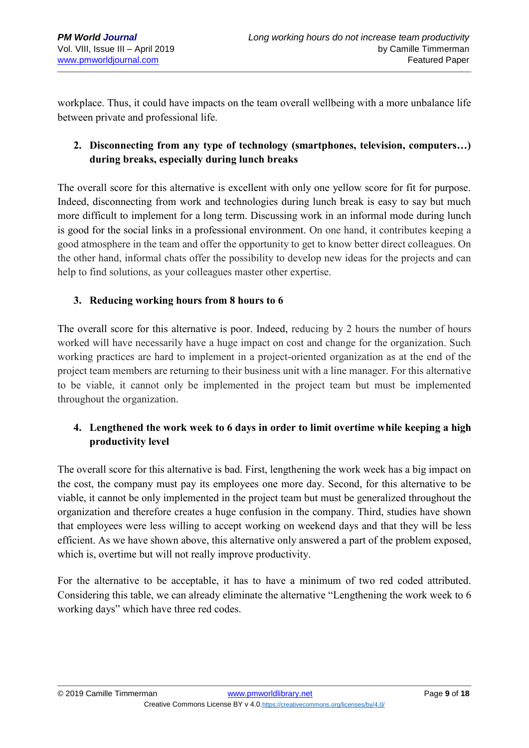workplace. Thus, it could have impacts on the team overall wellbeing with a more unbalance life between private and professional life.

**2. Disconnecting from any type of technology (smartphones, television, computers…) during breaks, especially during lunch breaks**

The overall score for this alternative is excellent with only one yellow score for fit for purpose. Indeed, disconnecting from work and technologies during lunch break is easy to say but much more difficult to implement for a long term. Discussing work in an informal mode during lunch is good for the social links in a professional environment. On one hand, it contributes keeping a good atmosphere in the team and offer the opportunity to get to know better direct colleagues. On the other hand, informal chats offer the possibility to develop new ideas for the projects and can help to find solutions, as your colleagues master other expertise.

**3. Reducing working hours from 8 hours to 6**

The overall score for this alternative is poor. Indeed, reducing by 2 hours the number of hours worked will have necessarily have a huge impact on cost and change for the organization. Such working practices are hard to implement in a project-oriented organization as at the end of the project team members are returning to their business unit with a line manager. For this alternative to be viable, it cannot only be implemented in the project team but must be implemented throughout the organization.

**4. Lengthened the work week to 6 days in order to limit overtime while keeping a high productivity level**

The overall score for this alternative is bad. First, lengthening the work week has a big impact on the cost, the company must pay its employees one more day. Second, for this alternative to be viable, it cannot be only implemented in the project team but must be generalized throughout the organization and therefore creates a huge confusion in the company. Third, studies have shown that employees were less willing to accept working on weekend days and that they will be less efficient. As we have shown above, this alternative only answered a part of the problem exposed, which is, overtime but will not really improve productivity.

For the alternative to be acceptable, it has to have a minimum of two red coded attributed. Considering this table, we can already eliminate the alternative "Lengthening the work week to 6 working days" which have three red codes.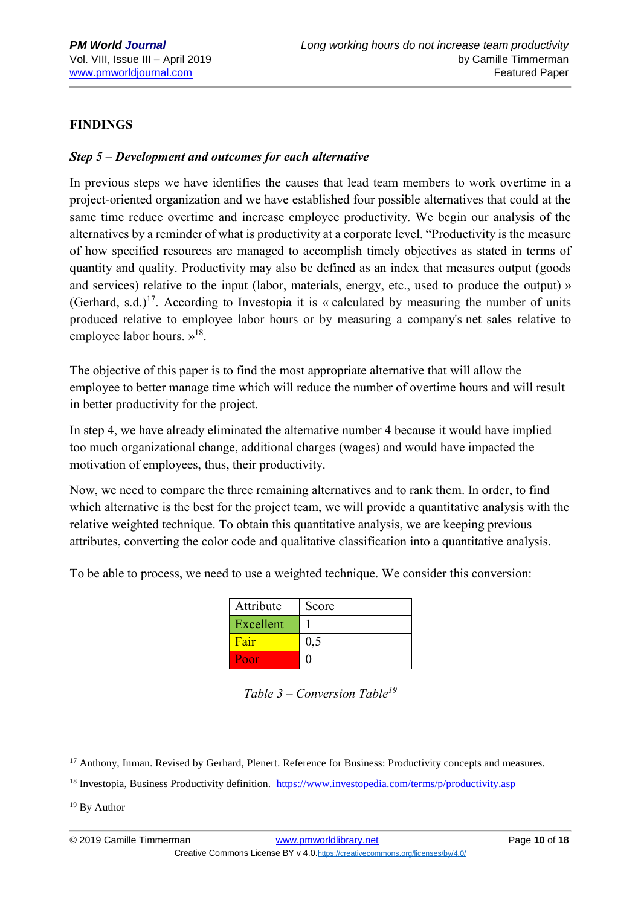## FINDINGS

### *Step 5 – Development and outcomes for each alternative*

In previous steps we have identifies the causes that lead team members to work overtime in a project-oriented organization and we have established four possible alternatives that could at the same time reduce overtime and increase employee productivity. We begin our analysis of the alternatives by a reminder of what is productivity at a corporate level. "Productivity is the measure of how specified resources are managed to accomplish timely objectives as stated in terms of quantity and quality. Productivity may also be defined as an index that measures output (goods and services) relative to the input (labor, materials, energy, etc., used to produce the output) » (Gerhard, s.d.)[17]. According to Investopia it is « calculated by measuring the number of units produced relative to employee labor hours or by measuring a company's net sales relative to employee labor hours. »[18].

The objective of this paper is to find the most appropriate alternative that will allow the employee to better manage time which will reduce the number of overtime hours and will result in better productivity for the project.

In step 4, we have already eliminated the alternative number 4 because it would have implied too much organizational change, additional charges (wages) and would have impacted the motivation of employees, thus, their productivity.

Now, we need to compare the three remaining alternatives and to rank them. In order, to find which alternative is the best for the project team, we will provide a quantitative analysis with the relative weighted technique. To obtain this quantitative analysis, we are keeping previous attributes, converting the color code and qualitative classification into a quantitative analysis.

To be able to process, we need to use a weighted technique. We consider this conversion:

| Attribute | Score |
|---|---|
| Excellent | 1 |
| Fair | 0,5 |
| Poor | 0 |

*Table 3 – Conversion Table[19]*

---

[17] Anthony, Inman. Revised by Gerhard, Plenert. Reference for Business: Productivity concepts and measures.

[18] Investopia, Business Productivity definition. https://www.investopedia.com/terms/p/productivity.asp

[19] By Author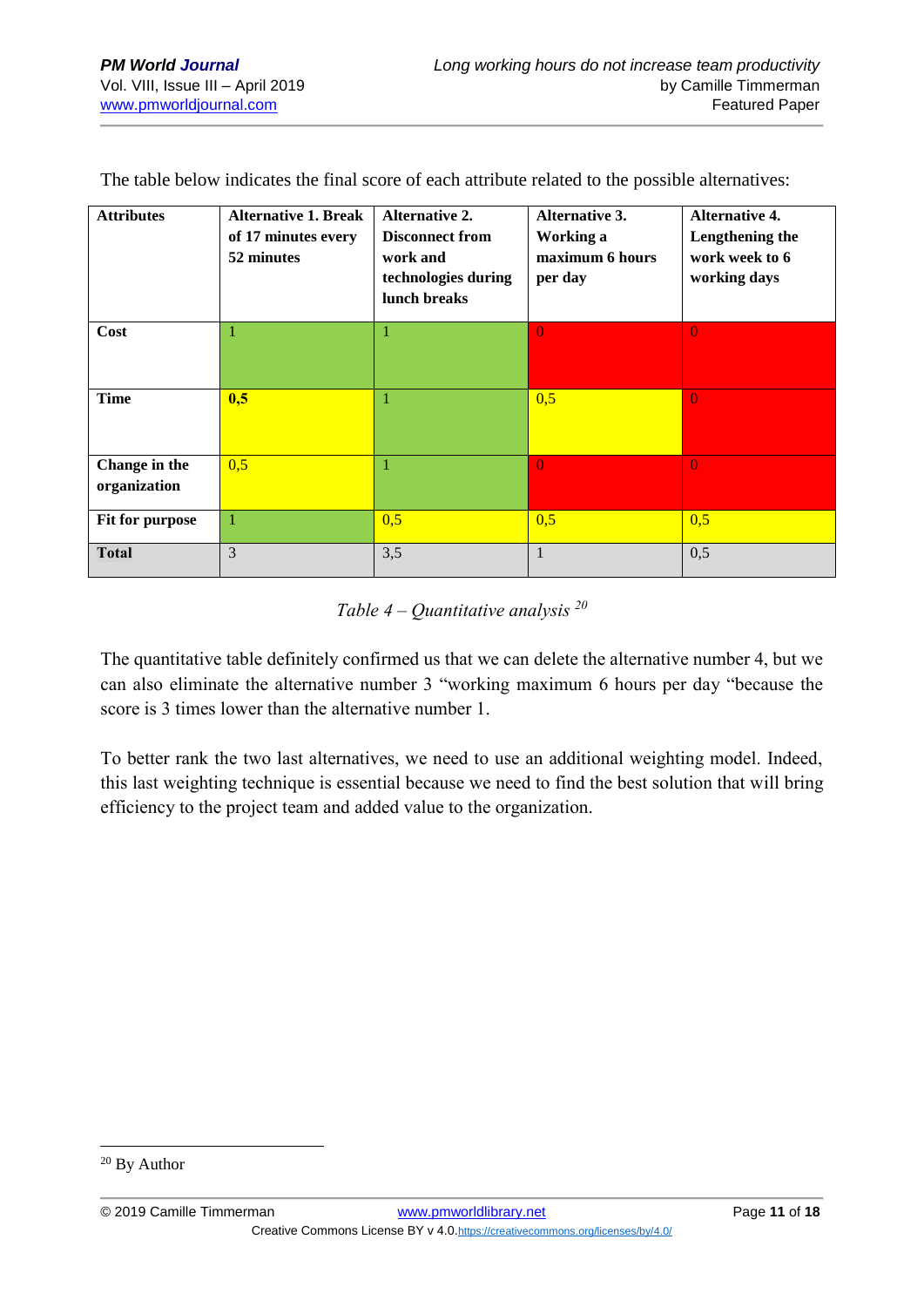The table below indicates the final score of each attribute related to the possible alternatives:

| **Attributes** | **Alternative 1. Break of 17 minutes every 52 minutes** | **Alternative 2. Disconnect from work and technologies during lunch breaks** | **Alternative 3. Working a maximum 6 hours per day** | **Alternative 4. Lengthening the work week to 6 working days** |
|---|---|---|---|---|
| **Cost** | 1 | 1 | 0 | 0 |
| **Time** | **0,5** | 1 | 0,5 | 0 |
| **Change in the organization** | 0,5 | 1 | 0 | 0 |
| **Fit for purpose** | 1 | 0,5 | 0,5 | 0,5 |
| **Total** | 3 | 3,5 | 1 | 0,5 |

*Table 4 – Quantitative analysis* [20]

The quantitative table definitely confirmed us that we can delete the alternative number 4, but we can also eliminate the alternative number 3 "working maximum 6 hours per day "because the score is 3 times lower than the alternative number 1.

To better rank the two last alternatives, we need to use an additional weighting model. Indeed, this last weighting technique is essential because we need to find the best solution that will bring efficiency to the project team and added value to the organization.

[20] By Author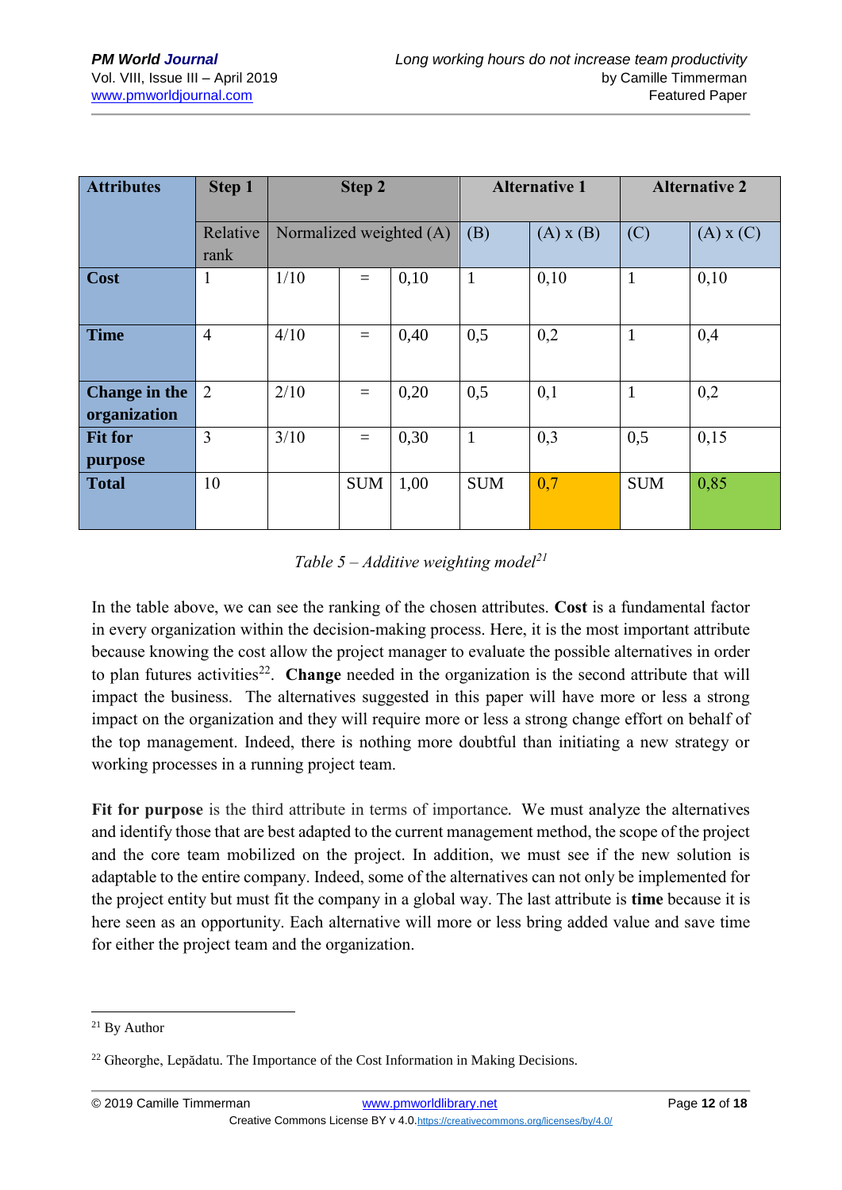| Attributes | Step 1 | Step 2 | | | Alternative 1 | | Alternative 2 | |
|---|---|---|---|---|---|---|---|---|
| | Relative rank | Normalized weighted (A) | | | (B) | (A) x (B) | (C) | (A) x (C) |
| **Cost** | 1 | 1/10 | = | 0,10 | 1 | 0,10 | 1 | 0,10 |
| **Time** | 4 | 4/10 | = | 0,40 | 0,5 | 0,2 | 1 | 0,4 |
| **Change in the organization** | 2 | 2/10 | = | 0,20 | 0,5 | 0,1 | 1 | 0,2 |
| **Fit for purpose** | 3 | 3/10 | = | 0,30 | 1 | 0,3 | 0,5 | 0,15 |
| **Total** | 10 | | SUM | 1,00 | SUM | 0,7 | SUM | 0,85 |

*Table 5 – Additive weighting model[21]*

In the table above, we can see the ranking of the chosen attributes. **Cost** is a fundamental factor in every organization within the decision-making process. Here, it is the most important attribute because knowing the cost allow the project manager to evaluate the possible alternatives in order to plan futures activities[22]. **Change** needed in the organization is the second attribute that will impact the business. The alternatives suggested in this paper will have more or less a strong impact on the organization and they will require more or less a strong change effort on behalf of the top management. Indeed, there is nothing more doubtful than initiating a new strategy or working processes in a running project team.

**Fit for purpose** is the third attribute in terms of importance. We must analyze the alternatives and identify those that are best adapted to the current management method, the scope of the project and the core team mobilized on the project. In addition, we must see if the new solution is adaptable to the entire company. Indeed, some of the alternatives can not only be implemented for the project entity but must fit the company in a global way. The last attribute is **time** because it is here seen as an opportunity. Each alternative will more or less bring added value and save time for either the project team and the organization.

---

[21] By Author

[22] Gheorghe, Lepădatu. The Importance of the Cost Information in Making Decisions.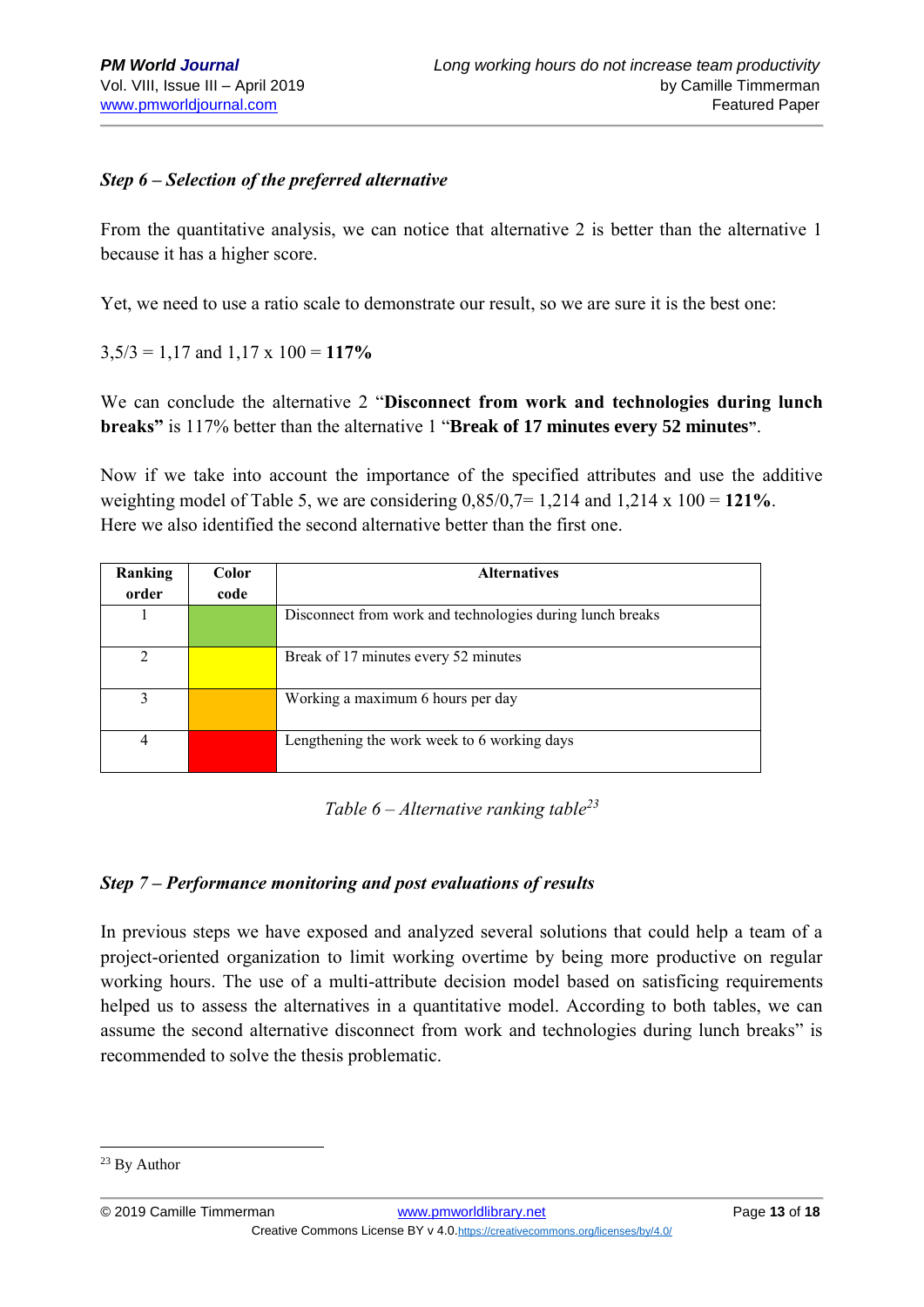### *Step 6 – Selection of the preferred alternative*

From the quantitative analysis, we can notice that alternative 2 is better than the alternative 1 because it has a higher score.

Yet, we need to use a ratio scale to demonstrate our result, so we are sure it is the best one:

3,5/3 = 1,17 and 1,17 x 100 = **117%**

We can conclude the alternative 2 "**Disconnect from work and technologies during lunch breaks"** is 117% better than the alternative 1 "**Break of 17 minutes every 52 minutes**".

Now if we take into account the importance of the specified attributes and use the additive weighting model of Table 5, we are considering 0,85/0,7= 1,214 and 1,214 x 100 = **121%**. Here we also identified the second alternative better than the first one.

| Ranking order | Color code | Alternatives |
|---|---|---|
| 1 | (green) | Disconnect from work and technologies during lunch breaks |
| 2 | (yellow) | Break of 17 minutes every 52 minutes |
| 3 | (orange) | Working a maximum 6 hours per day |
| 4 | (red) | Lengthening the work week to 6 working days |

*Table 6 – Alternative ranking table*[23]

### *Step 7 – Performance monitoring and post evaluations of results*

In previous steps we have exposed and analyzed several solutions that could help a team of a project-oriented organization to limit working overtime by being more productive on regular working hours. The use of a multi-attribute decision model based on satisficing requirements helped us to assess the alternatives in a quantitative model. According to both tables, we can assume the second alternative disconnect from work and technologies during lunch breaks" is recommended to solve the thesis problematic.

---

[23] By Author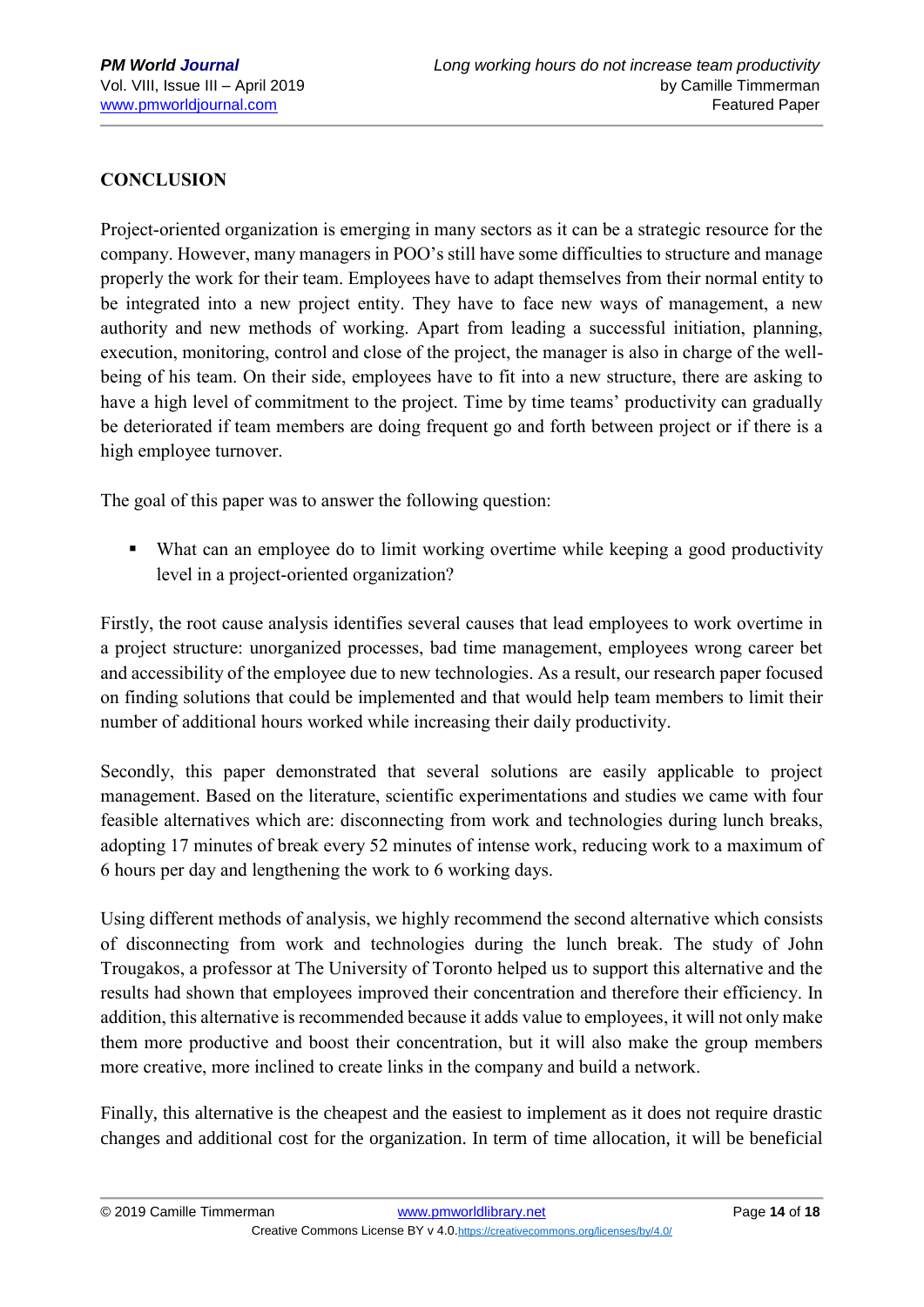## CONCLUSION

Project-oriented organization is emerging in many sectors as it can be a strategic resource for the company. However, many managers in POO's still have some difficulties to structure and manage properly the work for their team. Employees have to adapt themselves from their normal entity to be integrated into a new project entity. They have to face new ways of management, a new authority and new methods of working. Apart from leading a successful initiation, planning, execution, monitoring, control and close of the project, the manager is also in charge of the well-being of his team. On their side, employees have to fit into a new structure, there are asking to have a high level of commitment to the project. Time by time teams' productivity can gradually be deteriorated if team members are doing frequent go and forth between project or if there is a high employee turnover.

The goal of this paper was to answer the following question:

- What can an employee do to limit working overtime while keeping a good productivity level in a project-oriented organization?

Firstly, the root cause analysis identifies several causes that lead employees to work overtime in a project structure: unorganized processes, bad time management, employees wrong career bet and accessibility of the employee due to new technologies. As a result, our research paper focused on finding solutions that could be implemented and that would help team members to limit their number of additional hours worked while increasing their daily productivity.

Secondly, this paper demonstrated that several solutions are easily applicable to project management. Based on the literature, scientific experimentations and studies we came with four feasible alternatives which are: disconnecting from work and technologies during lunch breaks, adopting 17 minutes of break every 52 minutes of intense work, reducing work to a maximum of 6 hours per day and lengthening the work to 6 working days.

Using different methods of analysis, we highly recommend the second alternative which consists of disconnecting from work and technologies during the lunch break. The study of John Trougakos, a professor at The University of Toronto helped us to support this alternative and the results had shown that employees improved their concentration and therefore their efficiency. In addition, this alternative is recommended because it adds value to employees, it will not only make them more productive and boost their concentration, but it will also make the group members more creative, more inclined to create links in the company and build a network.

Finally, this alternative is the cheapest and the easiest to implement as it does not require drastic changes and additional cost for the organization. In term of time allocation, it will be beneficial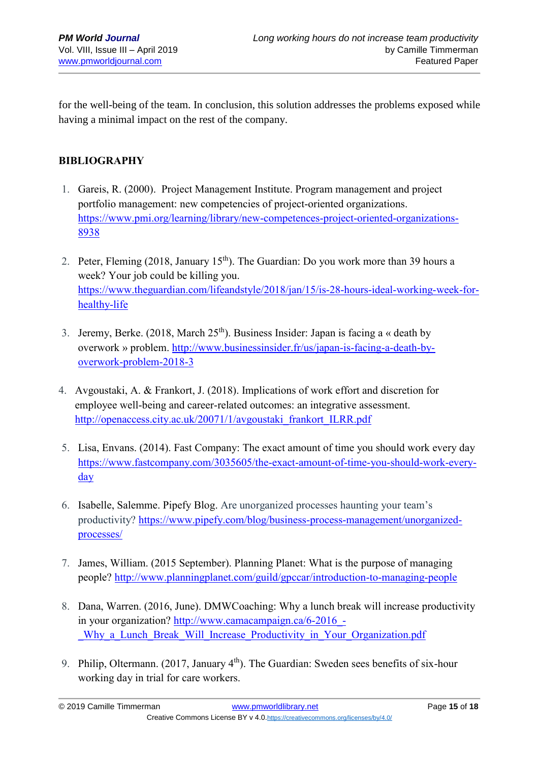for the well-being of the team. In conclusion, this solution addresses the problems exposed while having a minimal impact on the rest of the company.

## BIBLIOGRAPHY

1. Gareis, R. (2000). Project Management Institute. Program management and project portfolio management: new competencies of project-oriented organizations. https://www.pmi.org/learning/library/new-competences-project-oriented-organizations-8938

2. Peter, Fleming (2018, January 15th). The Guardian: Do you work more than 39 hours a week? Your job could be killing you. https://www.theguardian.com/lifeandstyle/2018/jan/15/is-28-hours-ideal-working-week-for-healthy-life

3. Jeremy, Berke. (2018, March 25th). Business Insider: Japan is facing a « death by overwork » problem. http://www.businessinsider.fr/us/japan-is-facing-a-death-by-overwork-problem-2018-3

4. Avgoustaki, A. & Frankort, J. (2018). Implications of work effort and discretion for employee well-being and career-related outcomes: an integrative assessment. http://openaccess.city.ac.uk/20071/1/avgoustaki_frankort_ILRR.pdf

5. Lisa, Envans. (2014). Fast Company: The exact amount of time you should work every day https://www.fastcompany.com/3035605/the-exact-amount-of-time-you-should-work-every-day

6. Isabelle, Salemme. Pipefy Blog. Are unorganized processes haunting your team's productivity? https://www.pipefy.com/blog/business-process-management/unorganized-processes/

7. James, William. (2015 September). Planning Planet: What is the purpose of managing people? http://www.planningplanet.com/guild/gpccar/introduction-to-managing-people

8. Dana, Warren. (2016, June). DMWCoaching: Why a lunch break will increase productivity in your organization? http://www.camacampaign.ca/6-2016_-_Why_a_Lunch_Break_Will_Increase_Productivity_in_Your_Organization.pdf

9. Philip, Oltermann. (2017, January 4th). The Guardian: Sweden sees benefits of six-hour working day in trial for care workers.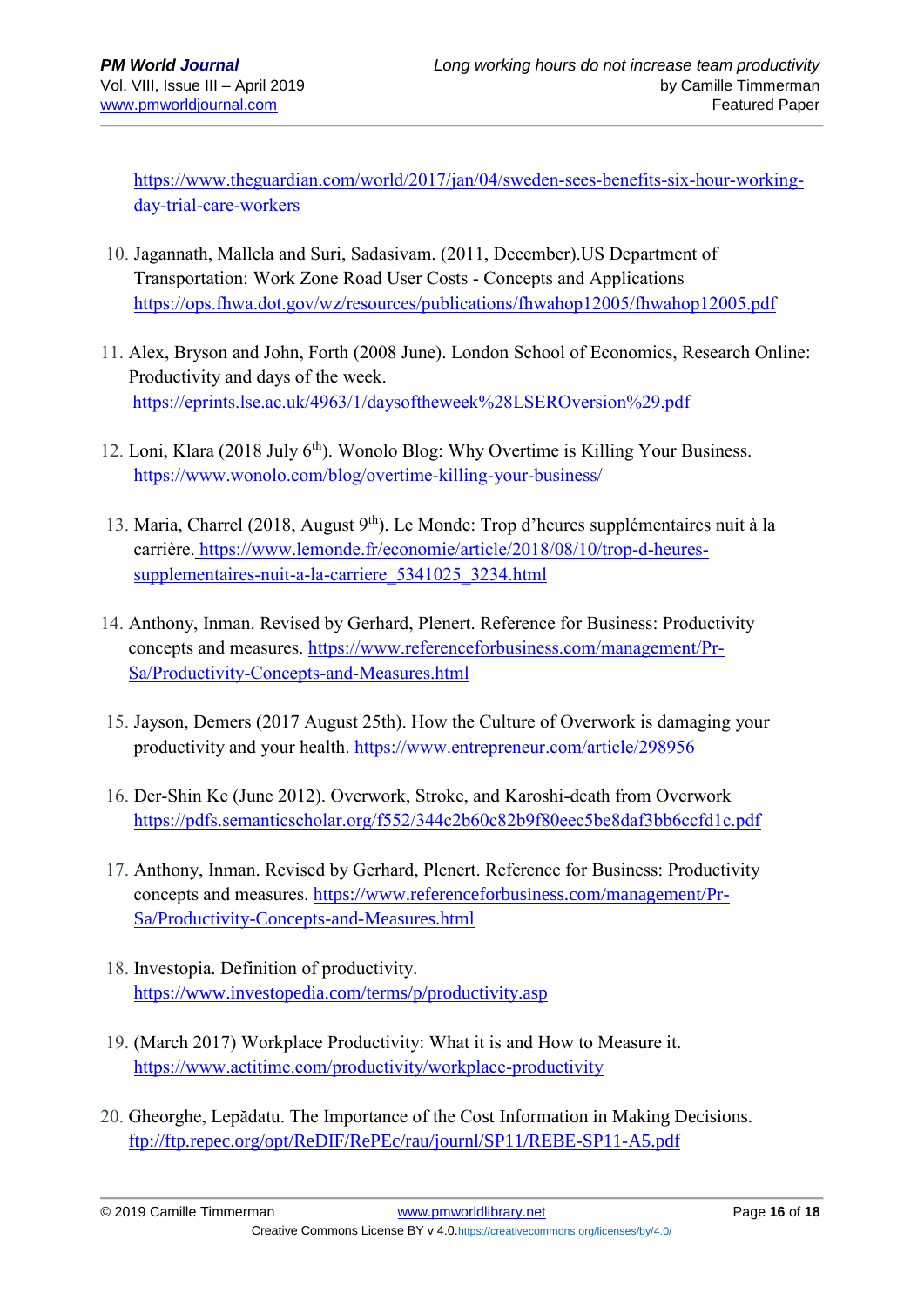https://www.theguardian.com/world/2017/jan/04/sweden-sees-benefits-six-hour-working-day-trial-care-workers

10. Jagannath, Mallela and Suri, Sadasivam. (2011, December).US Department of Transportation: Work Zone Road User Costs - Concepts and Applications https://ops.fhwa.dot.gov/wz/resources/publications/fhwahop12005/fhwahop12005.pdf

11. Alex, Bryson and John, Forth (2008 June). London School of Economics, Research Online: Productivity and days of the week. https://eprints.lse.ac.uk/4963/1/daysoftheweek%28LSEROversion%29.pdf

12. Loni, Klara (2018 July 6th). Wonolo Blog: Why Overtime is Killing Your Business. https://www.wonolo.com/blog/overtime-killing-your-business/

13. Maria, Charrel (2018, August 9th). Le Monde: Trop d'heures supplémentaires nuit à la carrière. https://www.lemonde.fr/economie/article/2018/08/10/trop-d-heures-supplementaires-nuit-a-la-carriere_5341025_3234.html

14. Anthony, Inman. Revised by Gerhard, Plenert. Reference for Business: Productivity concepts and measures. https://www.referenceforbusiness.com/management/Pr-Sa/Productivity-Concepts-and-Measures.html

15. Jayson, Demers (2017 August 25th). How the Culture of Overwork is damaging your productivity and your health. https://www.entrepreneur.com/article/298956

16. Der-Shin Ke (June 2012). Overwork, Stroke, and Karoshi-death from Overwork https://pdfs.semanticscholar.org/f552/344c2b60c82b9f80eec5be8daf3bb6ccfd1c.pdf

17. Anthony, Inman. Revised by Gerhard, Plenert. Reference for Business: Productivity concepts and measures. https://www.referenceforbusiness.com/management/Pr-Sa/Productivity-Concepts-and-Measures.html

18. Investopia. Definition of productivity. https://www.investopedia.com/terms/p/productivity.asp

19. (March 2017) Workplace Productivity: What it is and How to Measure it. https://www.actitime.com/productivity/workplace-productivity

20. Gheorghe, Lepădatu. The Importance of the Cost Information in Making Decisions. ftp://ftp.repec.org/opt/ReDIF/RePEc/rau/journl/SP11/REBE-SP11-A5.pdf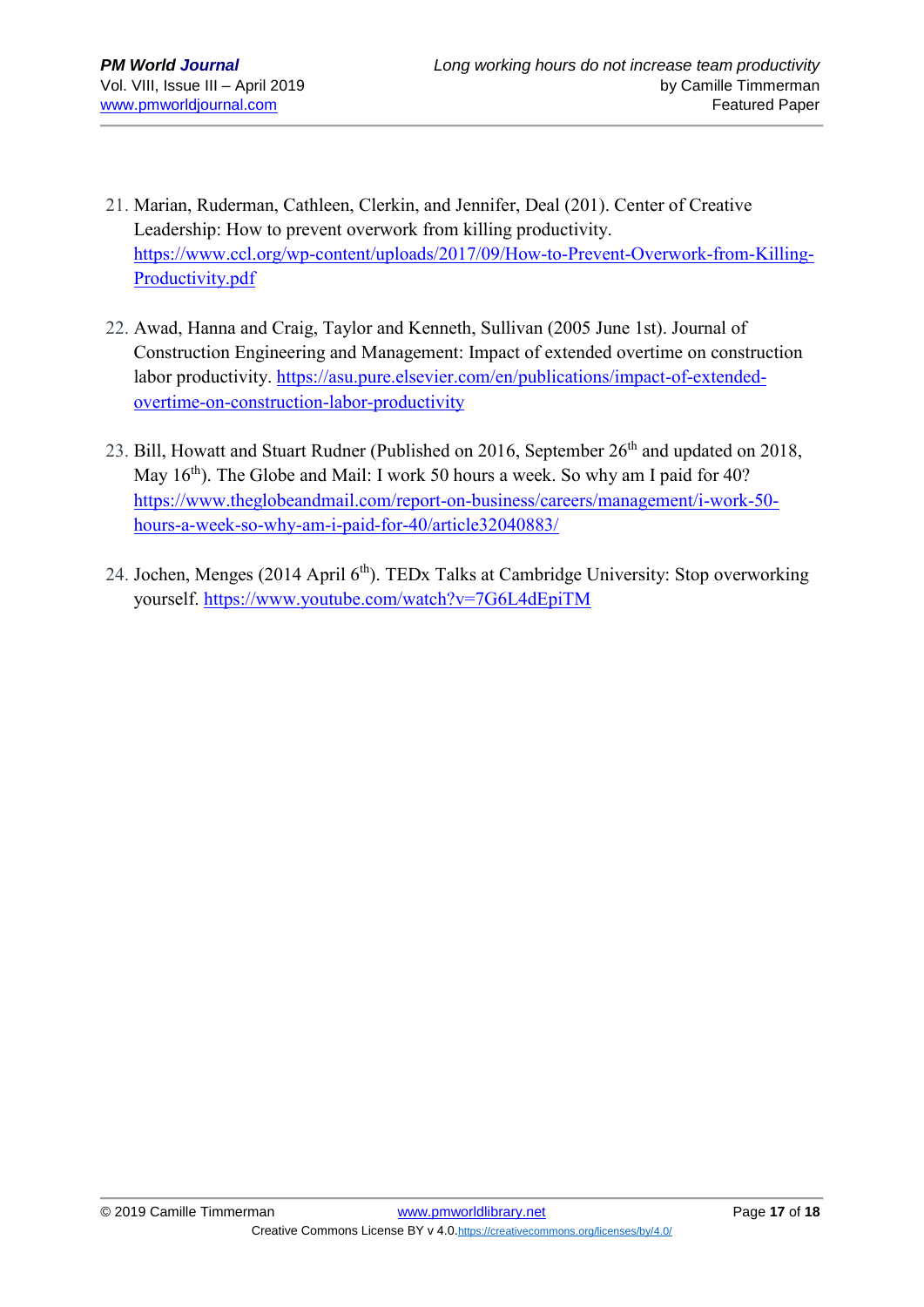21. Marian, Ruderman, Cathleen, Clerkin, and Jennifer, Deal (201). Center of Creative Leadership: How to prevent overwork from killing productivity. https://www.ccl.org/wp-content/uploads/2017/09/How-to-Prevent-Overwork-from-Killing-Productivity.pdf

22. Awad, Hanna and Craig, Taylor and Kenneth, Sullivan (2005 June 1st). Journal of Construction Engineering and Management: Impact of extended overtime on construction labor productivity. https://asu.pure.elsevier.com/en/publications/impact-of-extended-overtime-on-construction-labor-productivity

23. Bill, Howatt and Stuart Rudner (Published on 2016, September 26th and updated on 2018, May 16th). The Globe and Mail: I work 50 hours a week. So why am I paid for 40? https://www.theglobeandmail.com/report-on-business/careers/management/i-work-50-hours-a-week-so-why-am-i-paid-for-40/article32040883/

24. Jochen, Menges (2014 April 6th). TEDx Talks at Cambridge University: Stop overworking yourself. https://www.youtube.com/watch?v=7G6L4dEpiTM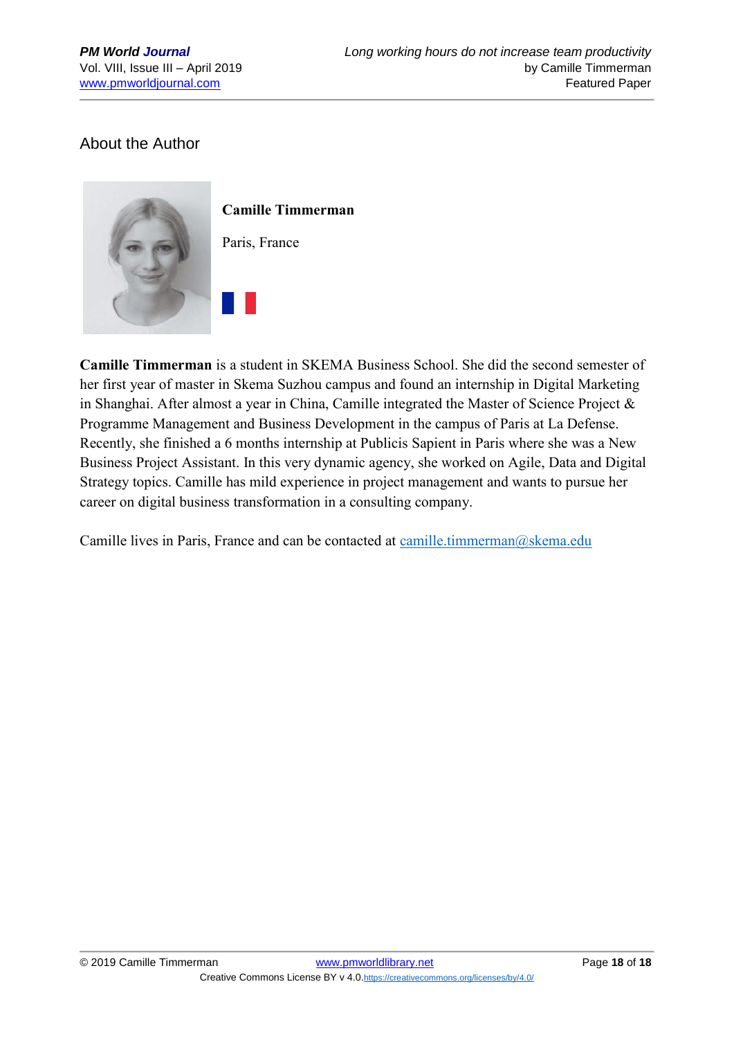## About the Author

**Camille Timmerman**

Paris, France

**Camille Timmerman** is a student in SKEMA Business School. She did the second semester of her first year of master in Skema Suzhou campus and found an internship in Digital Marketing in Shanghai. After almost a year in China, Camille integrated the Master of Science Project & Programme Management and Business Development in the campus of Paris at La Defense. Recently, she finished a 6 months internship at Publicis Sapient in Paris where she was a New Business Project Assistant. In this very dynamic agency, she worked on Agile, Data and Digital Strategy topics. Camille has mild experience in project management and wants to pursue her career on digital business transformation in a consulting company.

Camille lives in Paris, France and can be contacted at camille.timmerman@skema.edu